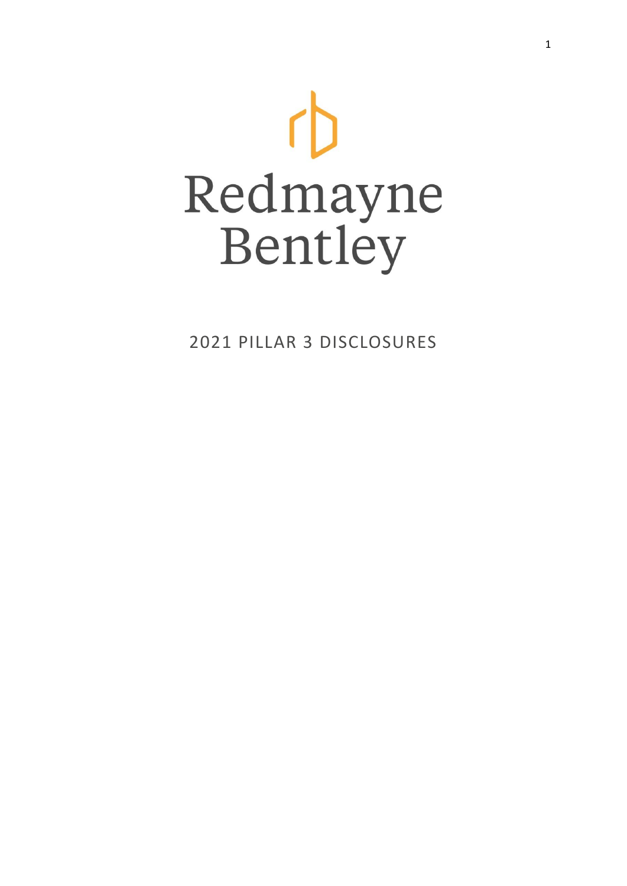# Redmayne Bentley

2021 PILLAR 3 DISCLOSURES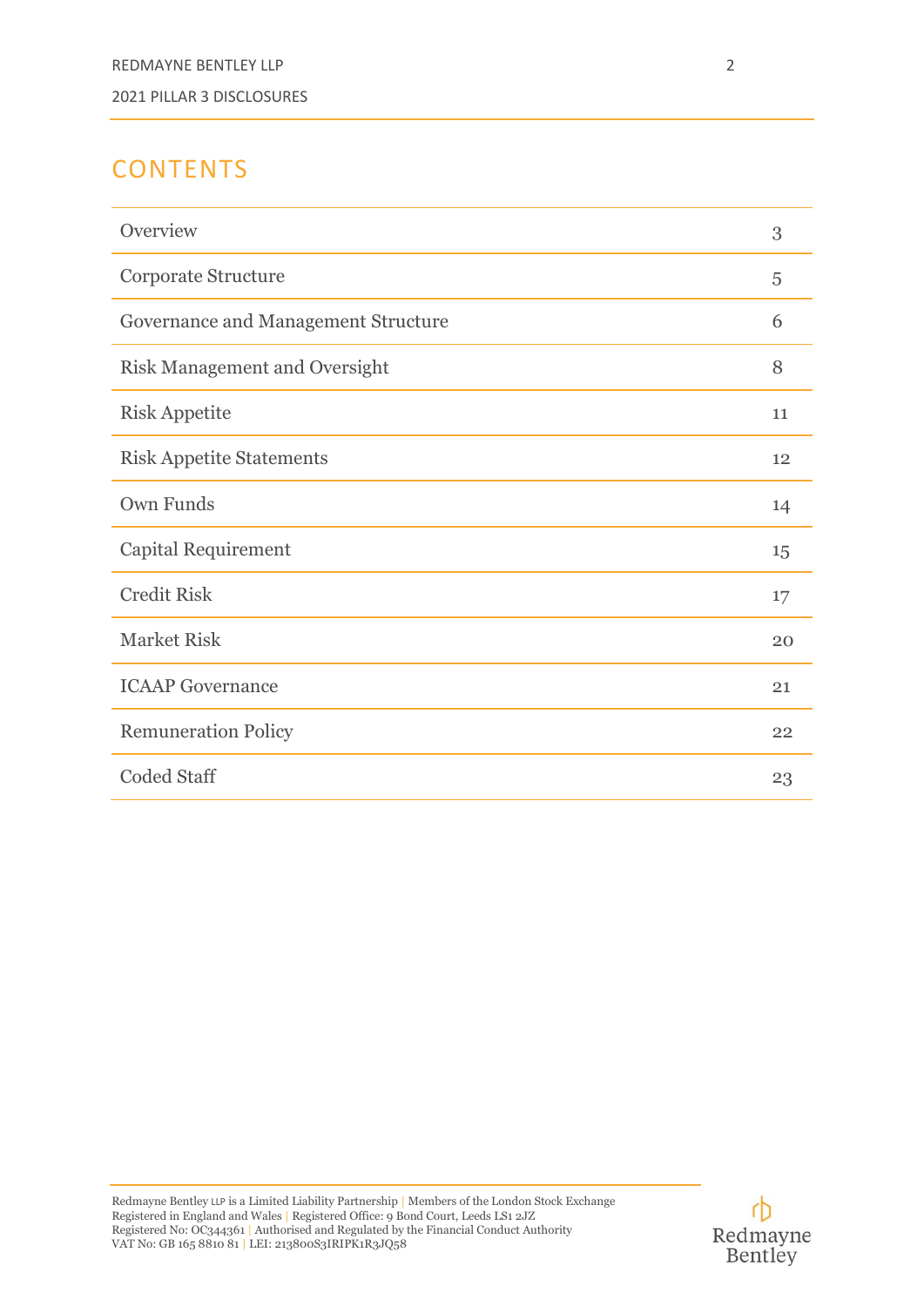# CONTENTS

| | |
|---|---|
| Overview | 3 |
| Corporate Structure | 5 |
| Governance and Management Structure | 6 |
| Risk Management and Oversight | 8 |
| Risk Appetite | 11 |
| Risk Appetite Statements | 12 |
| Own Funds | 14 |
| Capital Requirement | 15 |
| Credit Risk | 17 |
| Market Risk | 20 |
| ICAAP Governance | 21 |
| Remuneration Policy | 22 |
| Coded Staff | 23 |

Redmayne Bentley LLP is a Limited Liability Partnership | Members of the London Stock Exchange
Registered in England and Wales | Registered Office: 9 Bond Court, Leeds LS1 2JZ
Registered No: OC344361 | Authorised and Regulated by the Financial Conduct Authority
VAT No: GB 165 8810 81 | LEI: 213800S3IRIPK1R3JQ58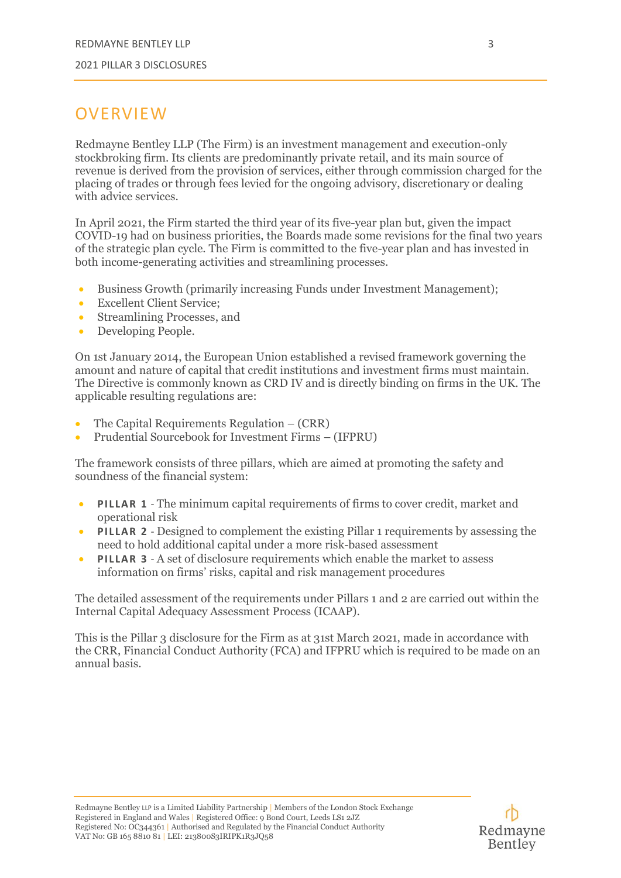# OVERVIEW

Redmayne Bentley LLP (The Firm) is an investment management and execution-only stockbroking firm. Its clients are predominantly private retail, and its main source of revenue is derived from the provision of services, either through commission charged for the placing of trades or through fees levied for the ongoing advisory, discretionary or dealing with advice services.

In April 2021, the Firm started the third year of its five-year plan but, given the impact COVID-19 had on business priorities, the Boards made some revisions for the final two years of the strategic plan cycle. The Firm is committed to the five-year plan and has invested in both income-generating activities and streamlining processes.

- Business Growth (primarily increasing Funds under Investment Management);
- Excellent Client Service;
- Streamlining Processes, and
- Developing People.

On 1st January 2014, the European Union established a revised framework governing the amount and nature of capital that credit institutions and investment firms must maintain. The Directive is commonly known as CRD IV and is directly binding on firms in the UK. The applicable resulting regulations are:

- The Capital Requirements Regulation – (CRR)
- Prudential Sourcebook for Investment Firms – (IFPRU)

The framework consists of three pillars, which are aimed at promoting the safety and soundness of the financial system:

- **PILLAR 1** - The minimum capital requirements of firms to cover credit, market and operational risk
- **PILLAR 2** - Designed to complement the existing Pillar 1 requirements by assessing the need to hold additional capital under a more risk-based assessment
- **PILLAR 3** - A set of disclosure requirements which enable the market to assess information on firms' risks, capital and risk management procedures

The detailed assessment of the requirements under Pillars 1 and 2 are carried out within the Internal Capital Adequacy Assessment Process (ICAAP).

This is the Pillar 3 disclosure for the Firm as at 31st March 2021, made in accordance with the CRR, Financial Conduct Authority (FCA) and IFPRU which is required to be made on an annual basis.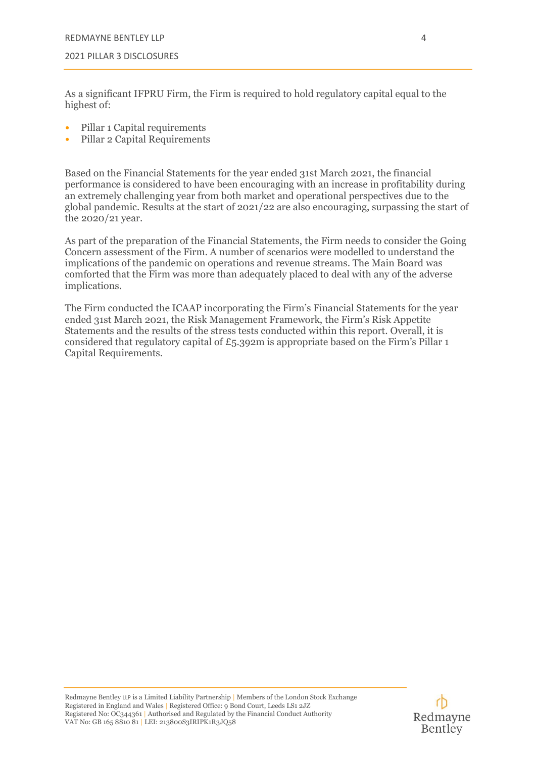As a significant IFPRU Firm, the Firm is required to hold regulatory capital equal to the highest of:

- Pillar 1 Capital requirements
- Pillar 2 Capital Requirements

Based on the Financial Statements for the year ended 31st March 2021, the financial performance is considered to have been encouraging with an increase in profitability during an extremely challenging year from both market and operational perspectives due to the global pandemic. Results at the start of 2021/22 are also encouraging, surpassing the start of the 2020/21 year.

As part of the preparation of the Financial Statements, the Firm needs to consider the Going Concern assessment of the Firm. A number of scenarios were modelled to understand the implications of the pandemic on operations and revenue streams. The Main Board was comforted that the Firm was more than adequately placed to deal with any of the adverse implications.

The Firm conducted the ICAAP incorporating the Firm's Financial Statements for the year ended 31st March 2021, the Risk Management Framework, the Firm's Risk Appetite Statements and the results of the stress tests conducted within this report. Overall, it is considered that regulatory capital of £5.392m is appropriate based on the Firm's Pillar 1 Capital Requirements.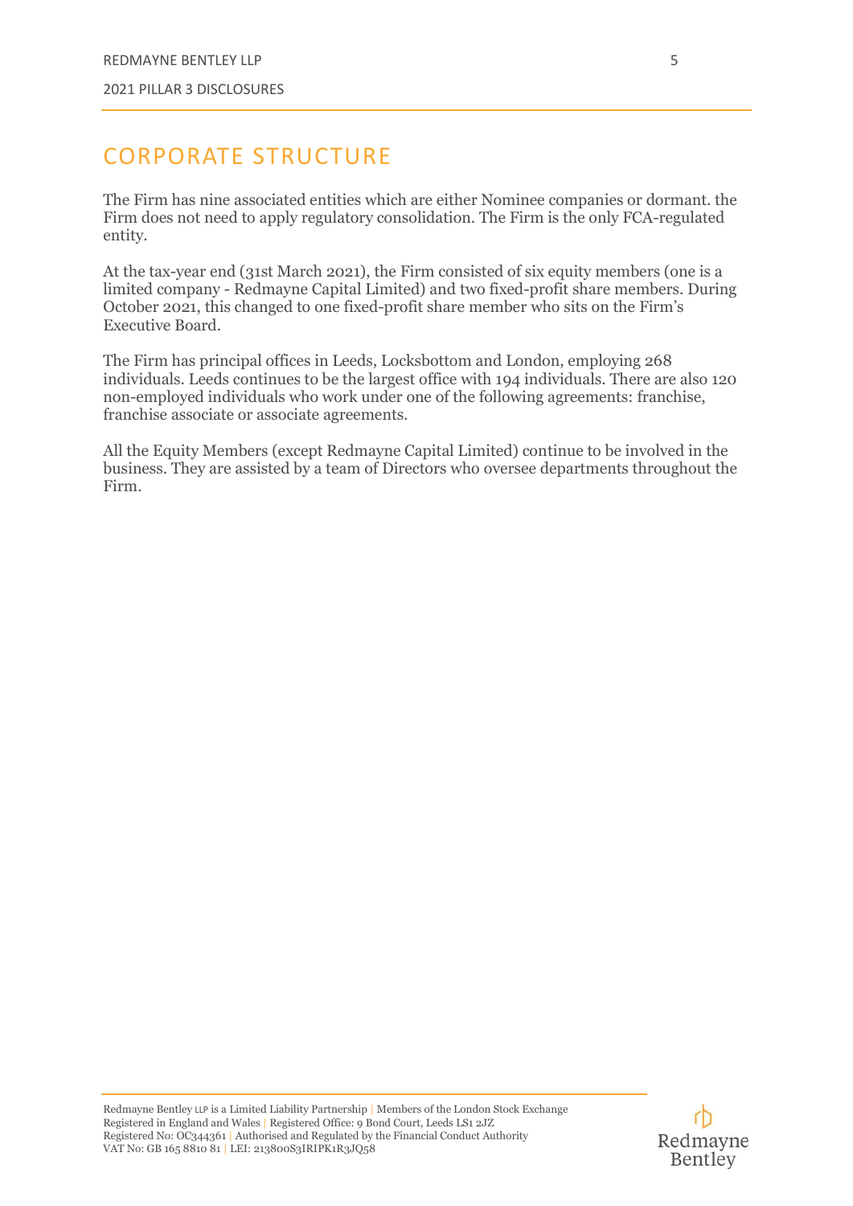# CORPORATE STRUCTURE

The Firm has nine associated entities which are either Nominee companies or dormant. the Firm does not need to apply regulatory consolidation. The Firm is the only FCA-regulated entity.

At the tax-year end (31st March 2021), the Firm consisted of six equity members (one is a limited company - Redmayne Capital Limited) and two fixed-profit share members. During October 2021, this changed to one fixed-profit share member who sits on the Firm's Executive Board.

The Firm has principal offices in Leeds, Locksbottom and London, employing 268 individuals. Leeds continues to be the largest office with 194 individuals. There are also 120 non-employed individuals who work under one of the following agreements: franchise, franchise associate or associate agreements.

All the Equity Members (except Redmayne Capital Limited) continue to be involved in the business. They are assisted by a team of Directors who oversee departments throughout the Firm.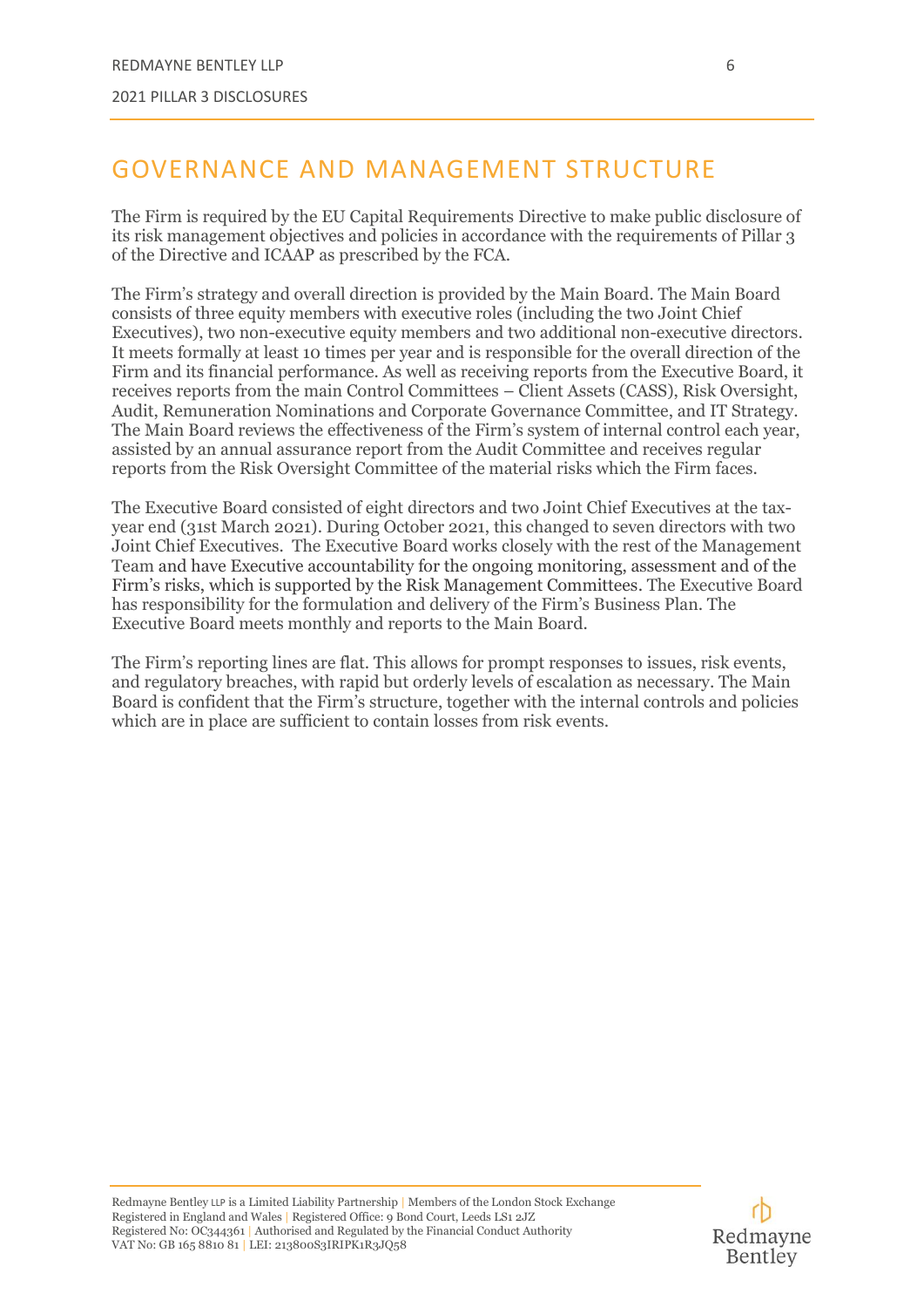# GOVERNANCE AND MANAGEMENT STRUCTURE

The Firm is required by the EU Capital Requirements Directive to make public disclosure of its risk management objectives and policies in accordance with the requirements of Pillar 3 of the Directive and ICAAP as prescribed by the FCA.

The Firm's strategy and overall direction is provided by the Main Board. The Main Board consists of three equity members with executive roles (including the two Joint Chief Executives), two non-executive equity members and two additional non-executive directors. It meets formally at least 10 times per year and is responsible for the overall direction of the Firm and its financial performance. As well as receiving reports from the Executive Board, it receives reports from the main Control Committees – Client Assets (CASS), Risk Oversight, Audit, Remuneration Nominations and Corporate Governance Committee, and IT Strategy. The Main Board reviews the effectiveness of the Firm's system of internal control each year, assisted by an annual assurance report from the Audit Committee and receives regular reports from the Risk Oversight Committee of the material risks which the Firm faces.

The Executive Board consisted of eight directors and two Joint Chief Executives at the tax-year end (31st March 2021). During October 2021, this changed to seven directors with two Joint Chief Executives. The Executive Board works closely with the rest of the Management Team and have Executive accountability for the ongoing monitoring, assessment and of the Firm's risks, which is supported by the Risk Management Committees. The Executive Board has responsibility for the formulation and delivery of the Firm's Business Plan. The Executive Board meets monthly and reports to the Main Board.

The Firm's reporting lines are flat. This allows for prompt responses to issues, risk events, and regulatory breaches, with rapid but orderly levels of escalation as necessary. The Main Board is confident that the Firm's structure, together with the internal controls and policies which are in place are sufficient to contain losses from risk events.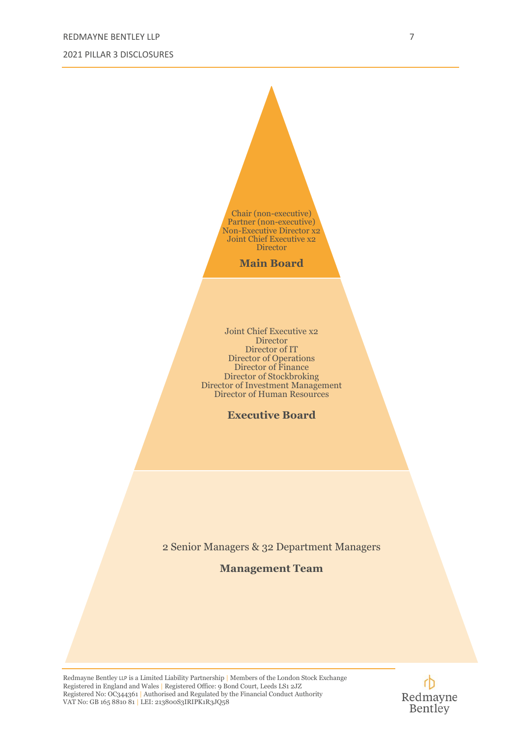Chair (non-executive)
Partner (non-executive)
Non-Executive Director x2
Joint Chief Executive x2
Director

**Main Board**

Joint Chief Executive x2
Director
Director of IT
Director of Operations
Director of Finance
Director of Stockbroking
Director of Investment Management
Director of Human Resources

**Executive Board**

2 Senior Managers & 32 Department Managers

**Management Team**

Redmayne Bentley LLP is a Limited Liability Partnership | Members of the London Stock Exchange
Registered in England and Wales | Registered Office: 9 Bond Court, Leeds LS1 2JZ
Registered No: OC344361 | Authorised and Regulated by the Financial Conduct Authority
VAT No: GB 165 8810 81 | LEI: 213800S3IRIPK1R3JQ58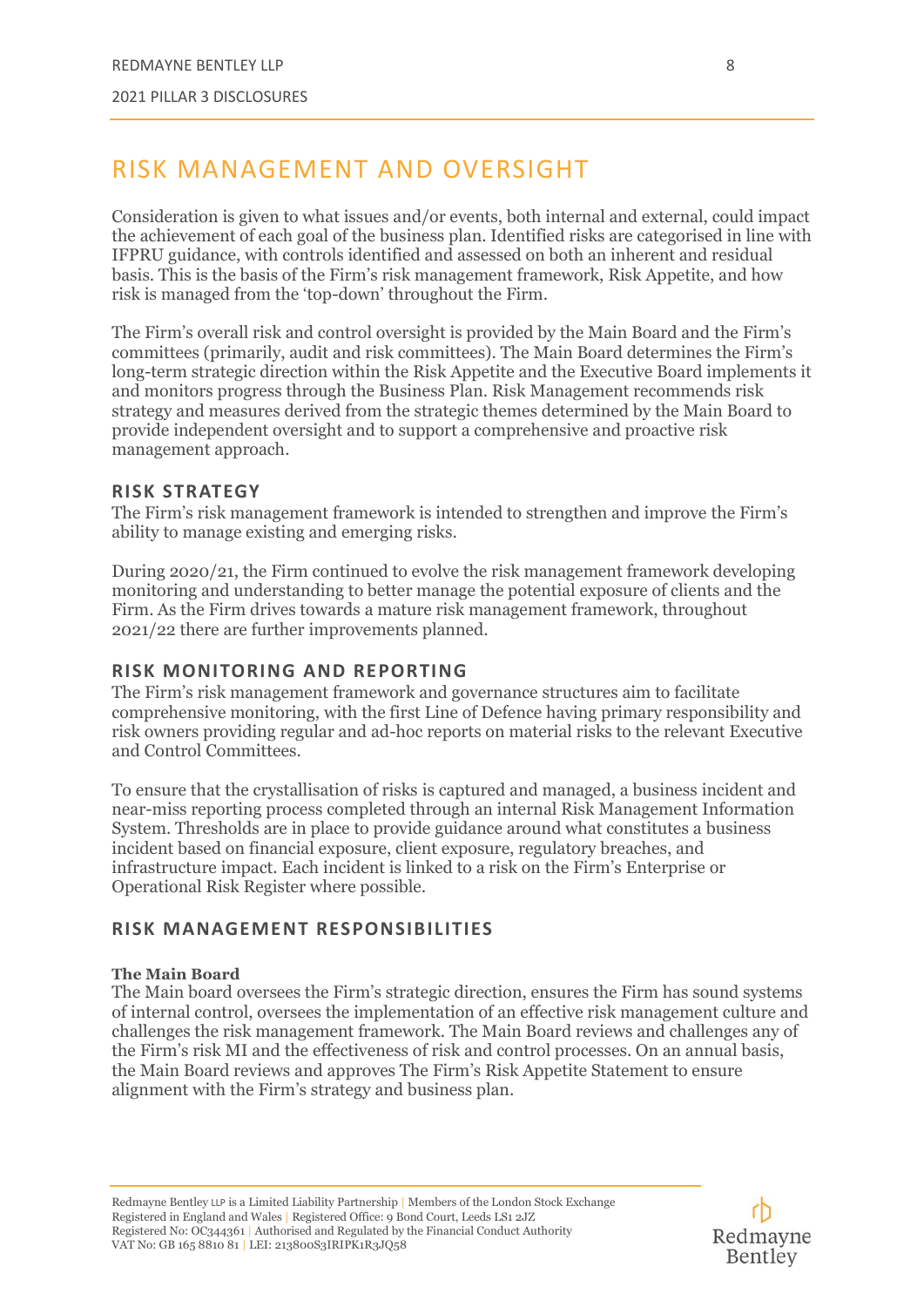# RISK MANAGEMENT AND OVERSIGHT

Consideration is given to what issues and/or events, both internal and external, could impact the achievement of each goal of the business plan. Identified risks are categorised in line with IFPRU guidance, with controls identified and assessed on both an inherent and residual basis. This is the basis of the Firm's risk management framework, Risk Appetite, and how risk is managed from the 'top-down' throughout the Firm.

The Firm's overall risk and control oversight is provided by the Main Board and the Firm's committees (primarily, audit and risk committees). The Main Board determines the Firm's long-term strategic direction within the Risk Appetite and the Executive Board implements it and monitors progress through the Business Plan. Risk Management recommends risk strategy and measures derived from the strategic themes determined by the Main Board to provide independent oversight and to support a comprehensive and proactive risk management approach.

## RISK STRATEGY

The Firm's risk management framework is intended to strengthen and improve the Firm's ability to manage existing and emerging risks.

During 2020/21, the Firm continued to evolve the risk management framework developing monitoring and understanding to better manage the potential exposure of clients and the Firm. As the Firm drives towards a mature risk management framework, throughout 2021/22 there are further improvements planned.

## RISK MONITORING AND REPORTING

The Firm's risk management framework and governance structures aim to facilitate comprehensive monitoring, with the first Line of Defence having primary responsibility and risk owners providing regular and ad-hoc reports on material risks to the relevant Executive and Control Committees.

To ensure that the crystallisation of risks is captured and managed, a business incident and near-miss reporting process completed through an internal Risk Management Information System. Thresholds are in place to provide guidance around what constitutes a business incident based on financial exposure, client exposure, regulatory breaches, and infrastructure impact. Each incident is linked to a risk on the Firm's Enterprise or Operational Risk Register where possible.

## RISK MANAGEMENT RESPONSIBILITIES

**The Main Board**

The Main board oversees the Firm's strategic direction, ensures the Firm has sound systems of internal control, oversees the implementation of an effective risk management culture and challenges the risk management framework. The Main Board reviews and challenges any of the Firm's risk MI and the effectiveness of risk and control processes. On an annual basis, the Main Board reviews and approves The Firm's Risk Appetite Statement to ensure alignment with the Firm's strategy and business plan.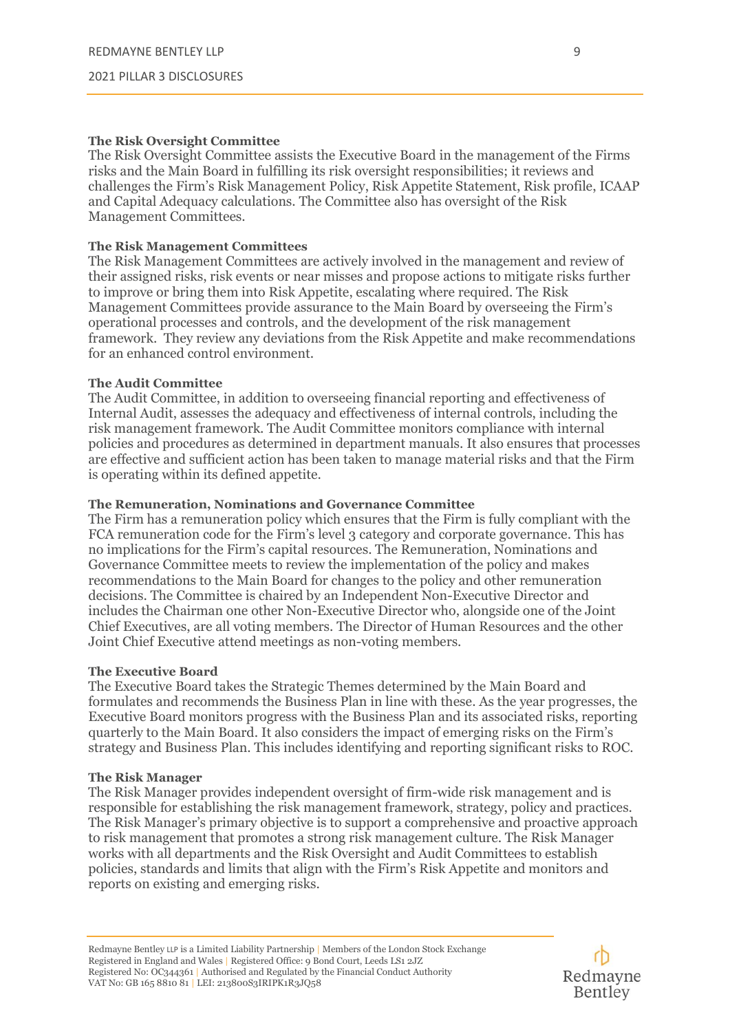**The Risk Oversight Committee**

The Risk Oversight Committee assists the Executive Board in the management of the Firms risks and the Main Board in fulfilling its risk oversight responsibilities; it reviews and challenges the Firm's Risk Management Policy, Risk Appetite Statement, Risk profile, ICAAP and Capital Adequacy calculations. The Committee also has oversight of the Risk Management Committees.

**The Risk Management Committees**

The Risk Management Committees are actively involved in the management and review of their assigned risks, risk events or near misses and propose actions to mitigate risks further to improve or bring them into Risk Appetite, escalating where required. The Risk Management Committees provide assurance to the Main Board by overseeing the Firm's operational processes and controls, and the development of the risk management framework. They review any deviations from the Risk Appetite and make recommendations for an enhanced control environment.

**The Audit Committee**

The Audit Committee, in addition to overseeing financial reporting and effectiveness of Internal Audit, assesses the adequacy and effectiveness of internal controls, including the risk management framework. The Audit Committee monitors compliance with internal policies and procedures as determined in department manuals. It also ensures that processes are effective and sufficient action has been taken to manage material risks and that the Firm is operating within its defined appetite.

**The Remuneration, Nominations and Governance Committee**

The Firm has a remuneration policy which ensures that the Firm is fully compliant with the FCA remuneration code for the Firm's level 3 category and corporate governance. This has no implications for the Firm's capital resources. The Remuneration, Nominations and Governance Committee meets to review the implementation of the policy and makes recommendations to the Main Board for changes to the policy and other remuneration decisions. The Committee is chaired by an Independent Non-Executive Director and includes the Chairman one other Non-Executive Director who, alongside one of the Joint Chief Executives, are all voting members. The Director of Human Resources and the other Joint Chief Executive attend meetings as non-voting members.

**The Executive Board**

The Executive Board takes the Strategic Themes determined by the Main Board and formulates and recommends the Business Plan in line with these. As the year progresses, the Executive Board monitors progress with the Business Plan and its associated risks, reporting quarterly to the Main Board. It also considers the impact of emerging risks on the Firm's strategy and Business Plan. This includes identifying and reporting significant risks to ROC.

**The Risk Manager**

The Risk Manager provides independent oversight of firm-wide risk management and is responsible for establishing the risk management framework, strategy, policy and practices. The Risk Manager's primary objective is to support a comprehensive and proactive approach to risk management that promotes a strong risk management culture. The Risk Manager works with all departments and the Risk Oversight and Audit Committees to establish policies, standards and limits that align with the Firm's Risk Appetite and monitors and reports on existing and emerging risks.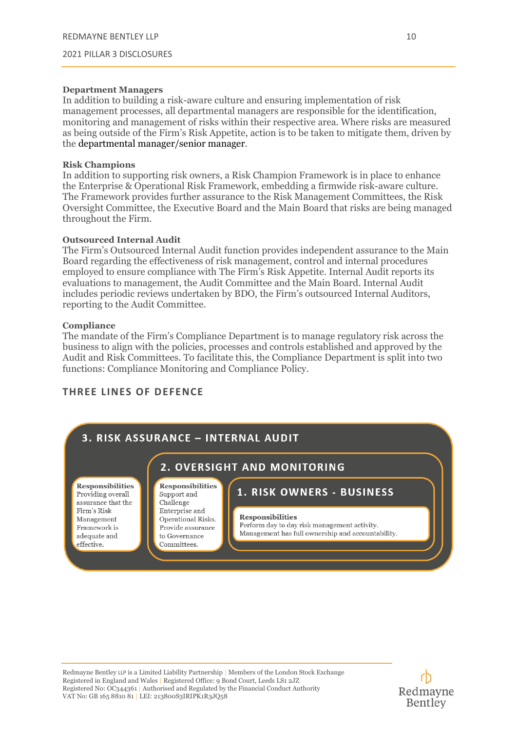**Department Managers**
In addition to building a risk-aware culture and ensuring implementation of risk management processes, all departmental managers are responsible for the identification, monitoring and management of risks within their respective area. Where risks are measured as being outside of the Firm's Risk Appetite, action is to be taken to mitigate them, driven by the departmental manager/senior manager.

**Risk Champions**
In addition to supporting risk owners, a Risk Champion Framework is in place to enhance the Enterprise & Operational Risk Framework, embedding a firmwide risk-aware culture. The Framework provides further assurance to the Risk Management Committees, the Risk Oversight Committee, the Executive Board and the Main Board that risks are being managed throughout the Firm.

**Outsourced Internal Audit**
The Firm's Outsourced Internal Audit function provides independent assurance to the Main Board regarding the effectiveness of risk management, control and internal procedures employed to ensure compliance with The Firm's Risk Appetite. Internal Audit reports its evaluations to management, the Audit Committee and the Main Board. Internal Audit includes periodic reviews undertaken by BDO, the Firm's outsourced Internal Auditors, reporting to the Audit Committee.

**Compliance**
The mandate of the Firm's Compliance Department is to manage regulatory risk across the business to align with the policies, processes and controls established and approved by the Audit and Risk Committees. To facilitate this, the Compliance Department is split into two functions: Compliance Monitoring and Compliance Policy.

## THREE LINES OF DEFENCE

**3. RISK ASSURANCE – INTERNAL AUDIT**

**Responsibilities**
Providing overall assurance that the Firm's Risk Management Framework is adequate and effective.

**2. OVERSIGHT AND MONITORING**

**Responsibilities**
Support and Challenge Enterprise and Operational Risks. Provide assurance to Governance Committees.

**1. RISK OWNERS - BUSINESS**

**Responsibilities**
Perform day to day risk management activity. Management has full ownership and accountability.

Redmayne Bentley LLP is a Limited Liability Partnership | Members of the London Stock Exchange
Registered in England and Wales | Registered Office: 9 Bond Court, Leeds LS1 2JZ
Registered No: OC344361 | Authorised and Regulated by the Financial Conduct Authority
VAT No: GB 165 8810 81 | LEI: 213800S3IRIPK1R3JQ58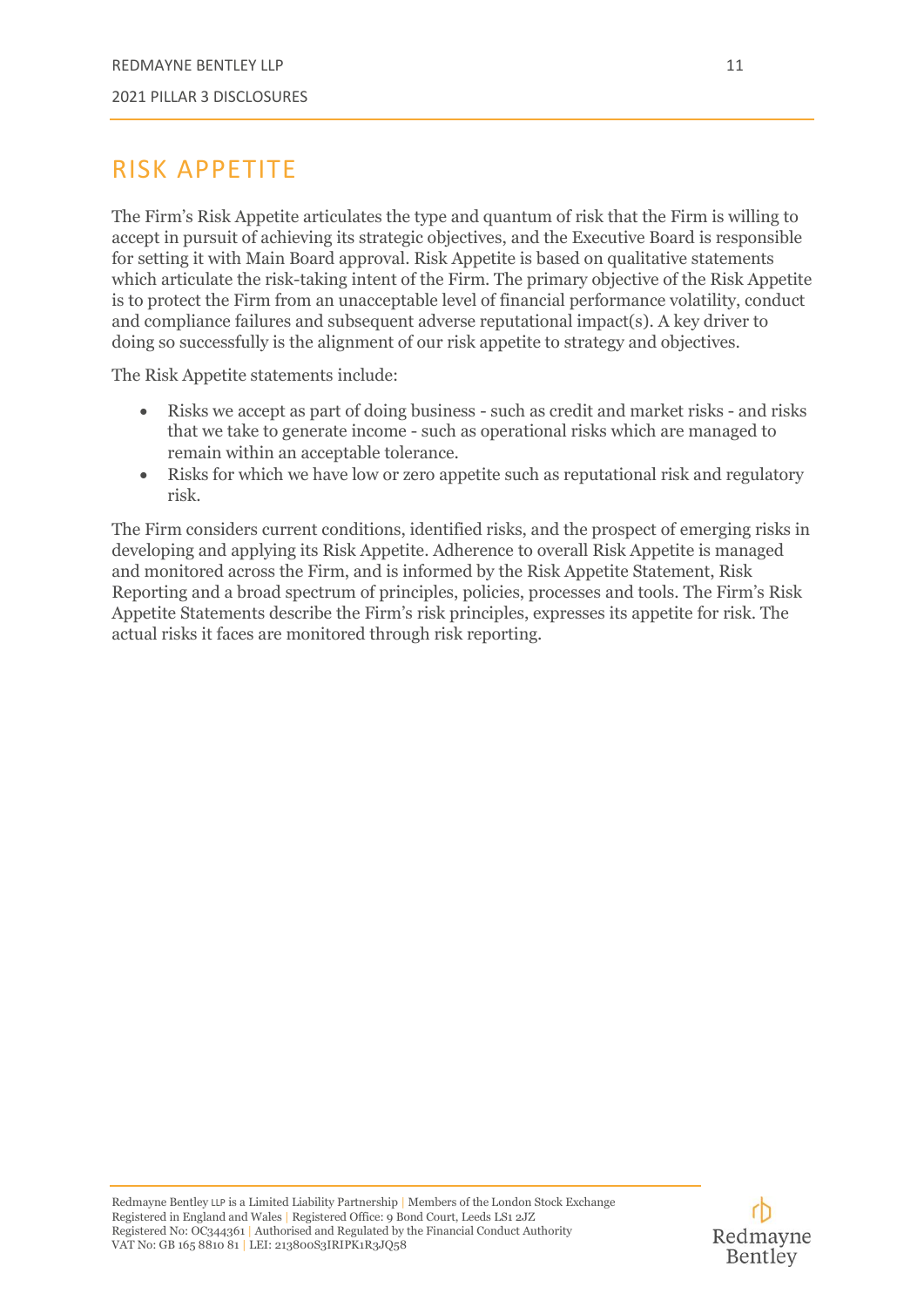# RISK APPETITE

The Firm's Risk Appetite articulates the type and quantum of risk that the Firm is willing to accept in pursuit of achieving its strategic objectives, and the Executive Board is responsible for setting it with Main Board approval. Risk Appetite is based on qualitative statements which articulate the risk-taking intent of the Firm. The primary objective of the Risk Appetite is to protect the Firm from an unacceptable level of financial performance volatility, conduct and compliance failures and subsequent adverse reputational impact(s). A key driver to doing so successfully is the alignment of our risk appetite to strategy and objectives.

The Risk Appetite statements include:

- Risks we accept as part of doing business - such as credit and market risks - and risks that we take to generate income - such as operational risks which are managed to remain within an acceptable tolerance.
- Risks for which we have low or zero appetite such as reputational risk and regulatory risk.

The Firm considers current conditions, identified risks, and the prospect of emerging risks in developing and applying its Risk Appetite. Adherence to overall Risk Appetite is managed and monitored across the Firm, and is informed by the Risk Appetite Statement, Risk Reporting and a broad spectrum of principles, policies, processes and tools. The Firm's Risk Appetite Statements describe the Firm's risk principles, expresses its appetite for risk. The actual risks it faces are monitored through risk reporting.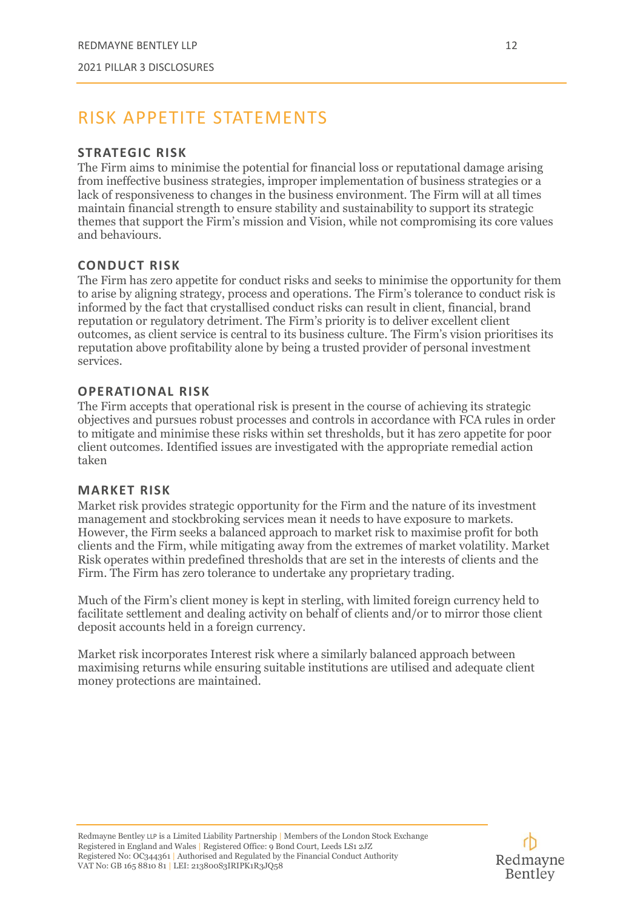# RISK APPETITE STATEMENTS

## STRATEGIC RISK

The Firm aims to minimise the potential for financial loss or reputational damage arising from ineffective business strategies, improper implementation of business strategies or a lack of responsiveness to changes in the business environment. The Firm will at all times maintain financial strength to ensure stability and sustainability to support its strategic themes that support the Firm's mission and Vision, while not compromising its core values and behaviours.

## CONDUCT RISK

The Firm has zero appetite for conduct risks and seeks to minimise the opportunity for them to arise by aligning strategy, process and operations. The Firm's tolerance to conduct risk is informed by the fact that crystallised conduct risks can result in client, financial, brand reputation or regulatory detriment. The Firm's priority is to deliver excellent client outcomes, as client service is central to its business culture. The Firm's vision prioritises its reputation above profitability alone by being a trusted provider of personal investment services.

## OPERATIONAL RISK

The Firm accepts that operational risk is present in the course of achieving its strategic objectives and pursues robust processes and controls in accordance with FCA rules in order to mitigate and minimise these risks within set thresholds, but it has zero appetite for poor client outcomes. Identified issues are investigated with the appropriate remedial action taken

## MARKET RISK

Market risk provides strategic opportunity for the Firm and the nature of its investment management and stockbroking services mean it needs to have exposure to markets. However, the Firm seeks a balanced approach to market risk to maximise profit for both clients and the Firm, while mitigating away from the extremes of market volatility. Market Risk operates within predefined thresholds that are set in the interests of clients and the Firm. The Firm has zero tolerance to undertake any proprietary trading.

Much of the Firm's client money is kept in sterling, with limited foreign currency held to facilitate settlement and dealing activity on behalf of clients and/or to mirror those client deposit accounts held in a foreign currency.

Market risk incorporates Interest risk where a similarly balanced approach between maximising returns while ensuring suitable institutions are utilised and adequate client money protections are maintained.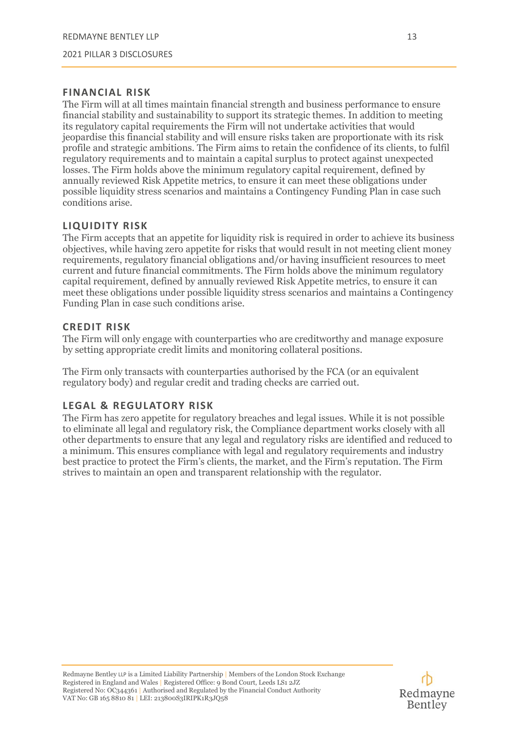## FINANCIAL RISK

The Firm will at all times maintain financial strength and business performance to ensure financial stability and sustainability to support its strategic themes. In addition to meeting its regulatory capital requirements the Firm will not undertake activities that would jeopardise this financial stability and will ensure risks taken are proportionate with its risk profile and strategic ambitions. The Firm aims to retain the confidence of its clients, to fulfil regulatory requirements and to maintain a capital surplus to protect against unexpected losses. The Firm holds above the minimum regulatory capital requirement, defined by annually reviewed Risk Appetite metrics, to ensure it can meet these obligations under possible liquidity stress scenarios and maintains a Contingency Funding Plan in case such conditions arise.

## LIQUIDITY RISK

The Firm accepts that an appetite for liquidity risk is required in order to achieve its business objectives, while having zero appetite for risks that would result in not meeting client money requirements, regulatory financial obligations and/or having insufficient resources to meet current and future financial commitments. The Firm holds above the minimum regulatory capital requirement, defined by annually reviewed Risk Appetite metrics, to ensure it can meet these obligations under possible liquidity stress scenarios and maintains a Contingency Funding Plan in case such conditions arise.

## CREDIT RISK

The Firm will only engage with counterparties who are creditworthy and manage exposure by setting appropriate credit limits and monitoring collateral positions.

The Firm only transacts with counterparties authorised by the FCA (or an equivalent regulatory body) and regular credit and trading checks are carried out.

## LEGAL & REGULATORY RISK

The Firm has zero appetite for regulatory breaches and legal issues. While it is not possible to eliminate all legal and regulatory risk, the Compliance department works closely with all other departments to ensure that any legal and regulatory risks are identified and reduced to a minimum. This ensures compliance with legal and regulatory requirements and industry best practice to protect the Firm's clients, the market, and the Firm's reputation. The Firm strives to maintain an open and transparent relationship with the regulator.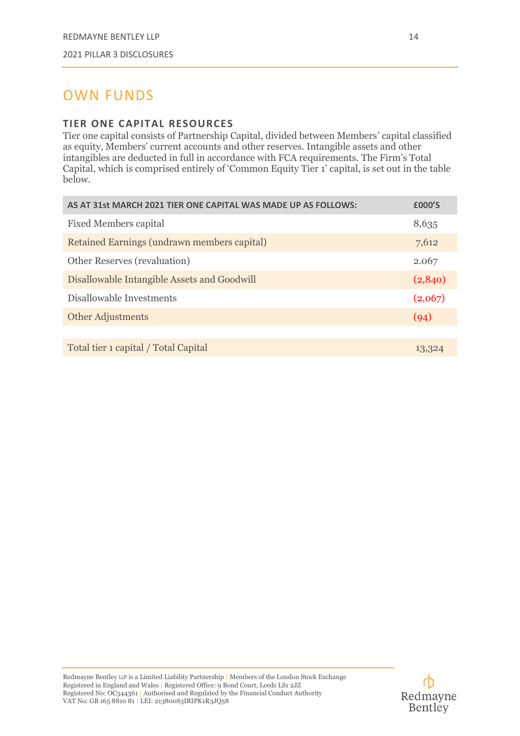# OWN FUNDS

### TIER ONE CAPITAL RESOURCES

Tier one capital consists of Partnership Capital, divided between Members' capital classified as equity, Members' current accounts and other reserves. Intangible assets and other intangibles are deducted in full in accordance with FCA requirements. The Firm's Total Capital, which is comprised entirely of 'Common Equity Tier 1' capital, is set out in the table below.

| AS AT 31st MARCH 2021 TIER ONE CAPITAL WAS MADE UP AS FOLLOWS: | £000'S |
|---|---|
| Fixed Members capital | 8,635 |
| Retained Earnings (undrawn members capital) | 7,612 |
| Other Reserves (revaluation) | 2.067 |
| Disallowable Intangible Assets and Goodwill | (2,840) |
| Disallowable Investments | (2,067) |
| Other Adjustments | (94) |
| | |
| Total tier 1 capital / Total Capital | 13,324 |

Redmayne Bentley LLP is a Limited Liability Partnership | Members of the London Stock Exchange
Registered in England and Wales | Registered Office: 9 Bond Court, Leeds LS1 2JZ
Registered No: OC344361 | Authorised and Regulated by the Financial Conduct Authority
VAT No: GB 165 8810 81 | LEI: 213800S3IRIPK1R3JQ58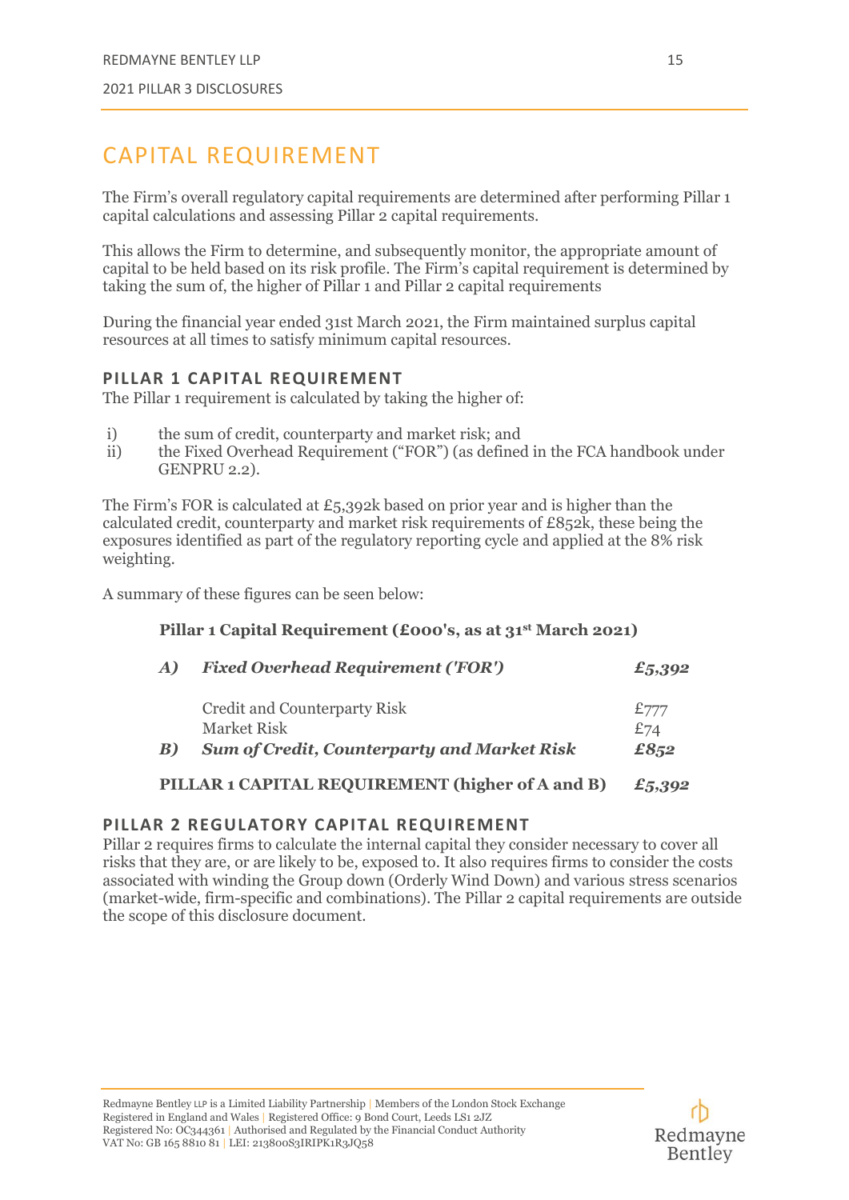# CAPITAL REQUIREMENT

The Firm's overall regulatory capital requirements are determined after performing Pillar 1 capital calculations and assessing Pillar 2 capital requirements.

This allows the Firm to determine, and subsequently monitor, the appropriate amount of capital to be held based on its risk profile. The Firm's capital requirement is determined by taking the sum of, the higher of Pillar 1 and Pillar 2 capital requirements

During the financial year ended 31st March 2021, the Firm maintained surplus capital resources at all times to satisfy minimum capital resources.

## PILLAR 1 CAPITAL REQUIREMENT

The Pillar 1 requirement is calculated by taking the higher of:

i) the sum of credit, counterparty and market risk; and
ii) the Fixed Overhead Requirement ("FOR") (as defined in the FCA handbook under GENPRU 2.2).

The Firm's FOR is calculated at £5,392k based on prior year and is higher than the calculated credit, counterparty and market risk requirements of £852k, these being the exposures identified as part of the regulatory reporting cycle and applied at the 8% risk weighting.

A summary of these figures can be seen below:

**Pillar 1 Capital Requirement (£000's, as at 31st March 2021)**

| | | |
|---|---|---|
| ***A)*** | ***Fixed Overhead Requirement ('FOR')*** | ***£5,392*** |
| | Credit and Counterparty Risk | £777 |
| | Market Risk | £74 |
| ***B)*** | ***Sum of Credit, Counterparty and Market Risk*** | ***£852*** |
| **PILLAR 1 CAPITAL REQUIREMENT (higher of A and B)** | | ***£5,392*** |

## PILLAR 2 REGULATORY CAPITAL REQUIREMENT

Pillar 2 requires firms to calculate the internal capital they consider necessary to cover all risks that they are, or are likely to be, exposed to. It also requires firms to consider the costs associated with winding the Group down (Orderly Wind Down) and various stress scenarios (market-wide, firm-specific and combinations). The Pillar 2 capital requirements are outside the scope of this disclosure document.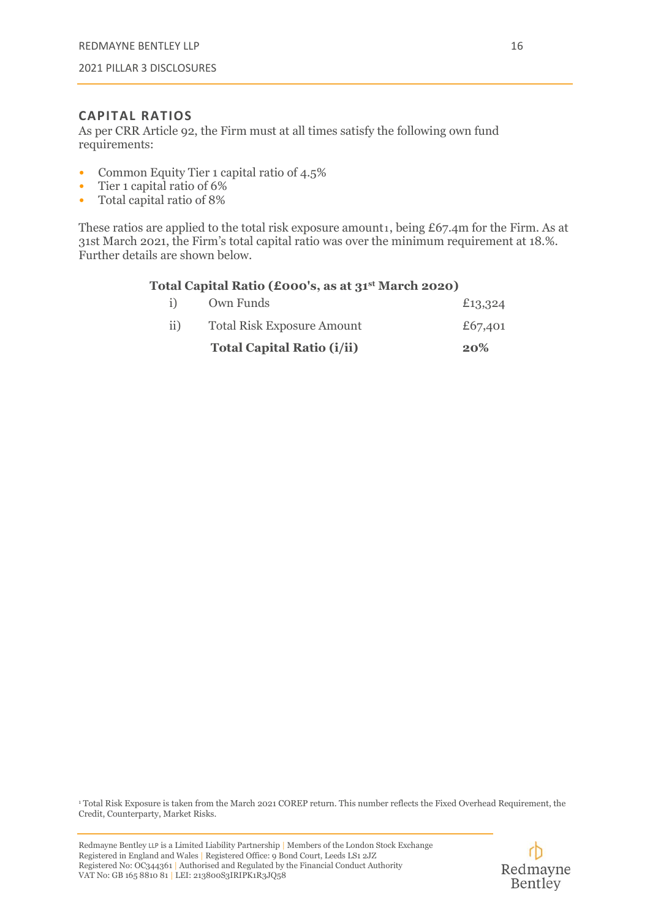## CAPITAL RATIOS

As per CRR Article 92, the Firm must at all times satisfy the following own fund requirements:

- Common Equity Tier 1 capital ratio of 4.5%
- Tier 1 capital ratio of 6%
- Total capital ratio of 8%

These ratios are applied to the total risk exposure amount[1], being £67.4m for the Firm. As at 31st March 2021, the Firm's total capital ratio was over the minimum requirement at 18.%. Further details are shown below.

**Total Capital Ratio (£000's, as at 31st March 2020)**

| | | |
|---|---|---|
| i) | Own Funds | £13,324 |
| ii) | Total Risk Exposure Amount | £67,401 |
| | **Total Capital Ratio (i/ii)** | **20%** |

[1] Total Risk Exposure is taken from the March 2021 COREP return. This number reflects the Fixed Overhead Requirement, the Credit, Counterparty, Market Risks.

Redmayne Bentley LLP is a Limited Liability Partnership | Members of the London Stock Exchange
Registered in England and Wales | Registered Office: 9 Bond Court, Leeds LS1 2JZ
Registered No: OC344361 | Authorised and Regulated by the Financial Conduct Authority
VAT No: GB 165 8810 81 | LEI: 213800S3IRIPK1R3JQ58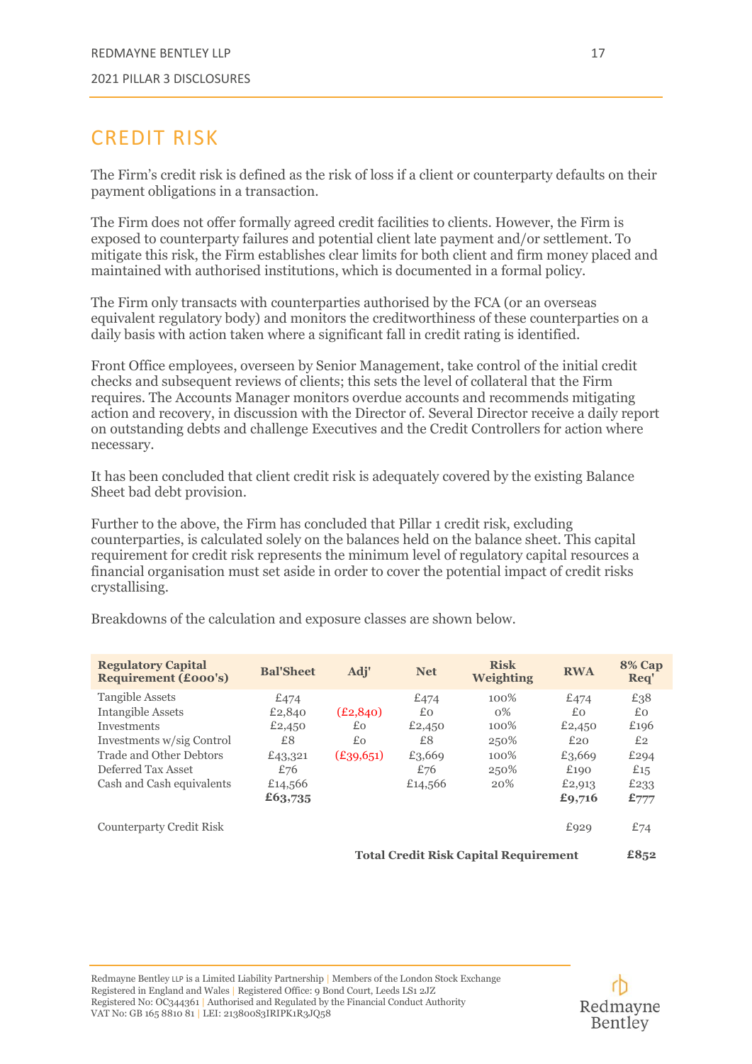# CREDIT RISK

The Firm's credit risk is defined as the risk of loss if a client or counterparty defaults on their payment obligations in a transaction.

The Firm does not offer formally agreed credit facilities to clients. However, the Firm is exposed to counterparty failures and potential client late payment and/or settlement. To mitigate this risk, the Firm establishes clear limits for both client and firm money placed and maintained with authorised institutions, which is documented in a formal policy.

The Firm only transacts with counterparties authorised by the FCA (or an overseas equivalent regulatory body) and monitors the creditworthiness of these counterparties on a daily basis with action taken where a significant fall in credit rating is identified.

Front Office employees, overseen by Senior Management, take control of the initial credit checks and subsequent reviews of clients; this sets the level of collateral that the Firm requires. The Accounts Manager monitors overdue accounts and recommends mitigating action and recovery, in discussion with the Director of. Several Director receive a daily report on outstanding debts and challenge Executives and the Credit Controllers for action where necessary.

It has been concluded that client credit risk is adequately covered by the existing Balance Sheet bad debt provision.

Further to the above, the Firm has concluded that Pillar 1 credit risk, excluding counterparties, is calculated solely on the balances held on the balance sheet. This capital requirement for credit risk represents the minimum level of regulatory capital resources a financial organisation must set aside in order to cover the potential impact of credit risks crystallising.

Breakdowns of the calculation and exposure classes are shown below.

| Regulatory Capital Requirement (£000's) | Bal'Sheet | Adj' | Net | Risk Weighting | RWA | 8% Cap Req' |
|---|---|---|---|---|---|---|
| Tangible Assets | £474 | | £474 | 100% | £474 | £38 |
| Intangible Assets | £2,840 | (£2,840) | £0 | 0% | £0 | £0 |
| Investments | £2,450 | £0 | £2,450 | 100% | £2,450 | £196 |
| Investments w/sig Control | £8 | £0 | £8 | 250% | £20 | £2 |
| Trade and Other Debtors | £43,321 | (£39,651) | £3,669 | 100% | £3,669 | £294 |
| Deferred Tax Asset | £76 | | £76 | 250% | £190 | £15 |
| Cash and Cash equivalents | £14,566 | | £14,566 | 20% | £2,913 | £233 |
| | **£63,735** | | | | **£9,716** | **£777** |
| Counterparty Credit Risk | | | | | £929 | £74 |
| | | | **Total Credit Risk Capital Requirement** | | | **£852** |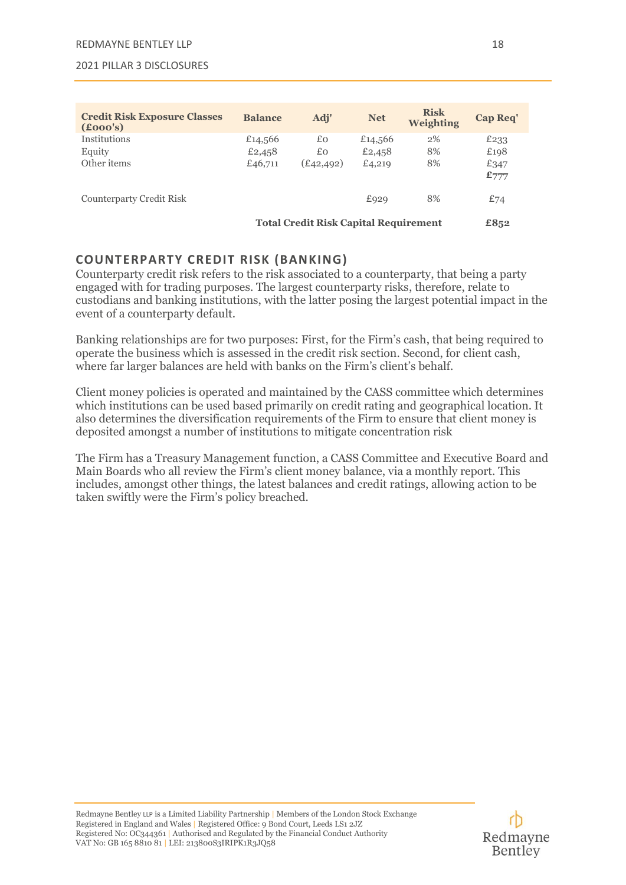| Credit Risk Exposure Classes (£000's) | Balance | Adj' | Net | Risk Weighting | Cap Req' |
|---|---|---|---|---|---|
| Institutions | £14,566 | £0 | £14,566 | 2% | £233 |
| Equity | £2,458 | £0 | £2,458 | 8% | £198 |
| Other items | £46,711 | (£42,492) | £4,219 | 8% | £347 |
| | | | | | **£777** |
| Counterparty Credit Risk | | | £929 | 8% | £74 |
| | | **Total Credit Risk Capital Requirement** | | | **£852** |

## COUNTERPARTY CREDIT RISK (BANKING)

Counterparty credit risk refers to the risk associated to a counterparty, that being a party engaged with for trading purposes. The largest counterparty risks, therefore, relate to custodians and banking institutions, with the latter posing the largest potential impact in the event of a counterparty default.

Banking relationships are for two purposes: First, for the Firm's cash, that being required to operate the business which is assessed in the credit risk section. Second, for client cash, where far larger balances are held with banks on the Firm's client's behalf.

Client money policies is operated and maintained by the CASS committee which determines which institutions can be used based primarily on credit rating and geographical location. It also determines the diversification requirements of the Firm to ensure that client money is deposited amongst a number of institutions to mitigate concentration risk

The Firm has a Treasury Management function, a CASS Committee and Executive Board and Main Boards who all review the Firm's client money balance, via a monthly report. This includes, amongst other things, the latest balances and credit ratings, allowing action to be taken swiftly were the Firm's policy breached.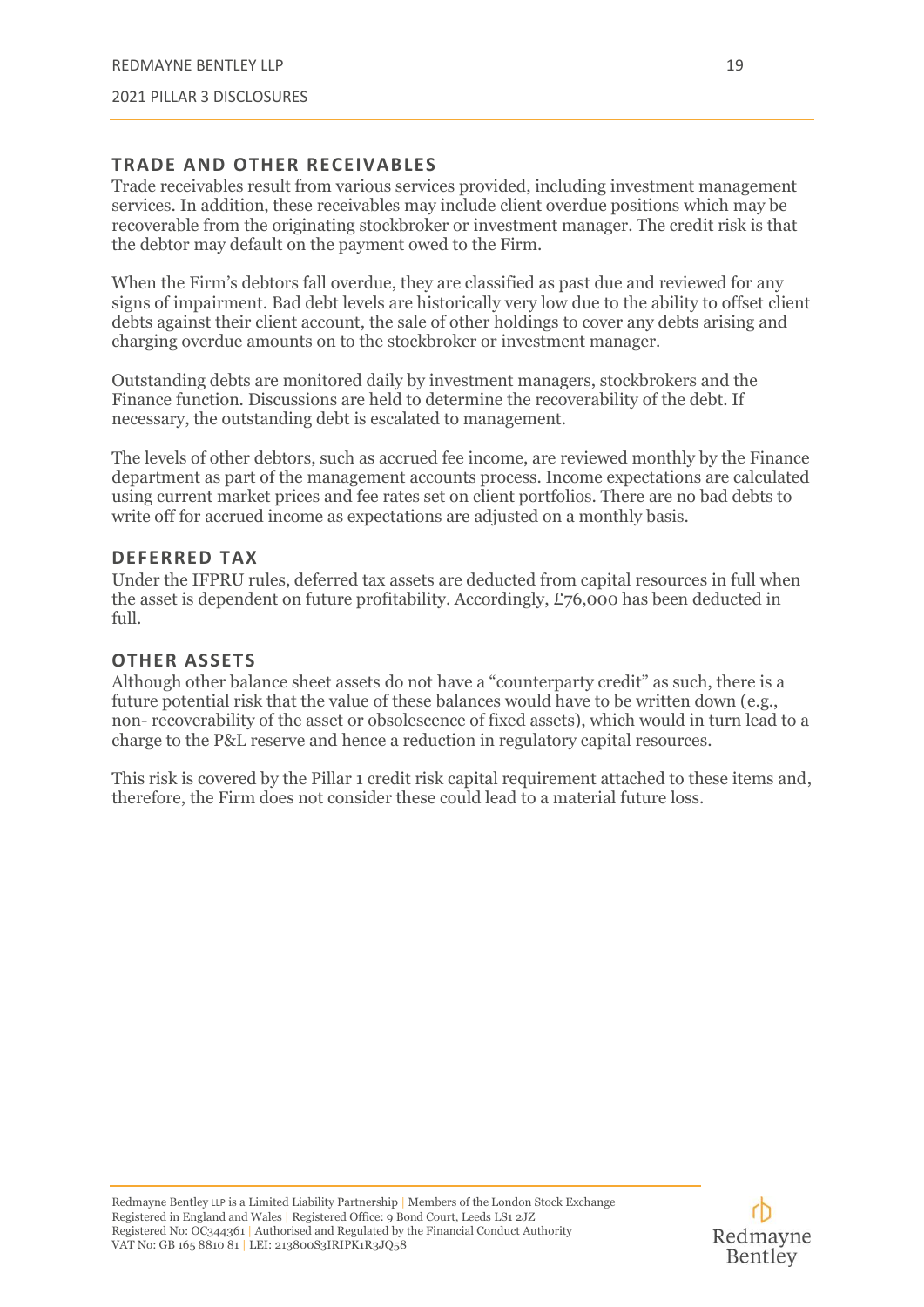## TRADE AND OTHER RECEIVABLES

Trade receivables result from various services provided, including investment management services. In addition, these receivables may include client overdue positions which may be recoverable from the originating stockbroker or investment manager. The credit risk is that the debtor may default on the payment owed to the Firm.

When the Firm's debtors fall overdue, they are classified as past due and reviewed for any signs of impairment. Bad debt levels are historically very low due to the ability to offset client debts against their client account, the sale of other holdings to cover any debts arising and charging overdue amounts on to the stockbroker or investment manager.

Outstanding debts are monitored daily by investment managers, stockbrokers and the Finance function. Discussions are held to determine the recoverability of the debt. If necessary, the outstanding debt is escalated to management.

The levels of other debtors, such as accrued fee income, are reviewed monthly by the Finance department as part of the management accounts process. Income expectations are calculated using current market prices and fee rates set on client portfolios. There are no bad debts to write off for accrued income as expectations are adjusted on a monthly basis.

## DEFERRED TAX

Under the IFPRU rules, deferred tax assets are deducted from capital resources in full when the asset is dependent on future profitability. Accordingly, £76,000 has been deducted in full.

## OTHER ASSETS

Although other balance sheet assets do not have a "counterparty credit" as such, there is a future potential risk that the value of these balances would have to be written down (e.g., non- recoverability of the asset or obsolescence of fixed assets), which would in turn lead to a charge to the P&L reserve and hence a reduction in regulatory capital resources.

This risk is covered by the Pillar 1 credit risk capital requirement attached to these items and, therefore, the Firm does not consider these could lead to a material future loss.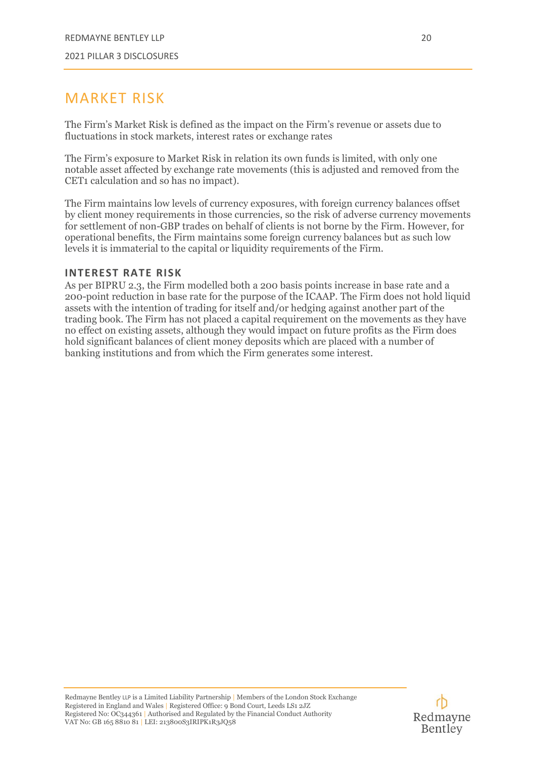# MARKET RISK

The Firm's Market Risk is defined as the impact on the Firm's revenue or assets due to fluctuations in stock markets, interest rates or exchange rates

The Firm's exposure to Market Risk in relation its own funds is limited, with only one notable asset affected by exchange rate movements (this is adjusted and removed from the CET1 calculation and so has no impact).

The Firm maintains low levels of currency exposures, with foreign currency balances offset by client money requirements in those currencies, so the risk of adverse currency movements for settlement of non-GBP trades on behalf of clients is not borne by the Firm. However, for operational benefits, the Firm maintains some foreign currency balances but as such low levels it is immaterial to the capital or liquidity requirements of the Firm.

## INTEREST RATE RISK

As per BIPRU 2.3, the Firm modelled both a 200 basis points increase in base rate and a 200-point reduction in base rate for the purpose of the ICAAP. The Firm does not hold liquid assets with the intention of trading for itself and/or hedging against another part of the trading book. The Firm has not placed a capital requirement on the movements as they have no effect on existing assets, although they would impact on future profits as the Firm does hold significant balances of client money deposits which are placed with a number of banking institutions and from which the Firm generates some interest.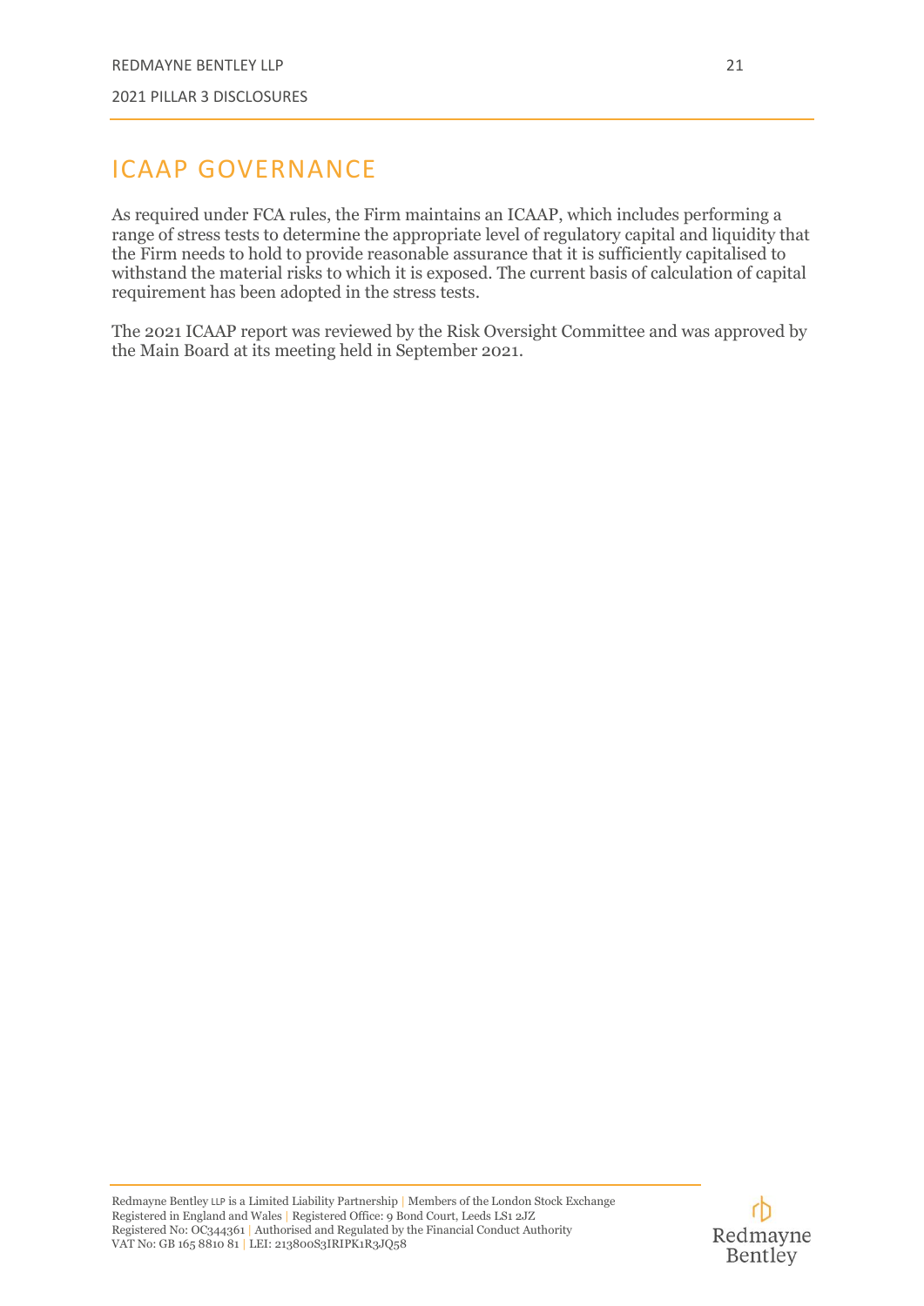# ICAAP GOVERNANCE

As required under FCA rules, the Firm maintains an ICAAP, which includes performing a range of stress tests to determine the appropriate level of regulatory capital and liquidity that the Firm needs to hold to provide reasonable assurance that it is sufficiently capitalised to withstand the material risks to which it is exposed. The current basis of calculation of capital requirement has been adopted in the stress tests.

The 2021 ICAAP report was reviewed by the Risk Oversight Committee and was approved by the Main Board at its meeting held in September 2021.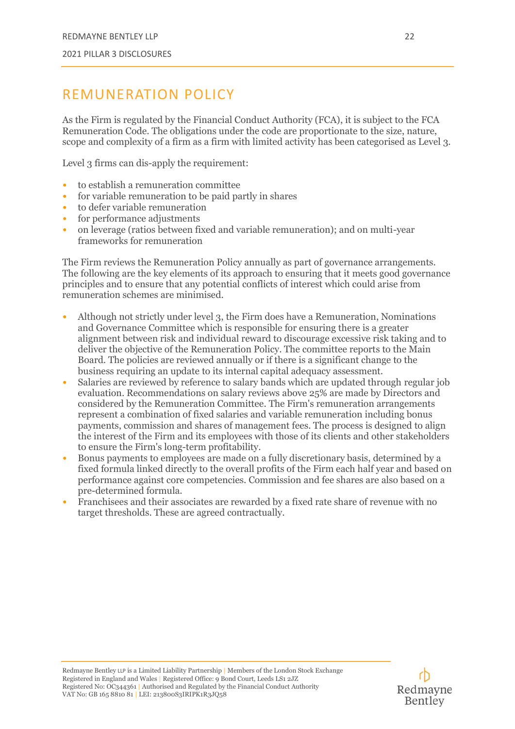# REMUNERATION POLICY

As the Firm is regulated by the Financial Conduct Authority (FCA), it is subject to the FCA Remuneration Code. The obligations under the code are proportionate to the size, nature, scope and complexity of a firm as a firm with limited activity has been categorised as Level 3.

Level 3 firms can dis-apply the requirement:

- to establish a remuneration committee
- for variable remuneration to be paid partly in shares
- to defer variable remuneration
- for performance adjustments
- on leverage (ratios between fixed and variable remuneration); and on multi-year frameworks for remuneration

The Firm reviews the Remuneration Policy annually as part of governance arrangements. The following are the key elements of its approach to ensuring that it meets good governance principles and to ensure that any potential conflicts of interest which could arise from remuneration schemes are minimised.

- Although not strictly under level 3, the Firm does have a Remuneration, Nominations and Governance Committee which is responsible for ensuring there is a greater alignment between risk and individual reward to discourage excessive risk taking and to deliver the objective of the Remuneration Policy. The committee reports to the Main Board. The policies are reviewed annually or if there is a significant change to the business requiring an update to its internal capital adequacy assessment.
- Salaries are reviewed by reference to salary bands which are updated through regular job evaluation. Recommendations on salary reviews above 25% are made by Directors and considered by the Remuneration Committee. The Firm's remuneration arrangements represent a combination of fixed salaries and variable remuneration including bonus payments, commission and shares of management fees. The process is designed to align the interest of the Firm and its employees with those of its clients and other stakeholders to ensure the Firm's long-term profitability.
- Bonus payments to employees are made on a fully discretionary basis, determined by a fixed formula linked directly to the overall profits of the Firm each half year and based on performance against core competencies. Commission and fee shares are also based on a pre-determined formula.
- Franchisees and their associates are rewarded by a fixed rate share of revenue with no target thresholds. These are agreed contractually.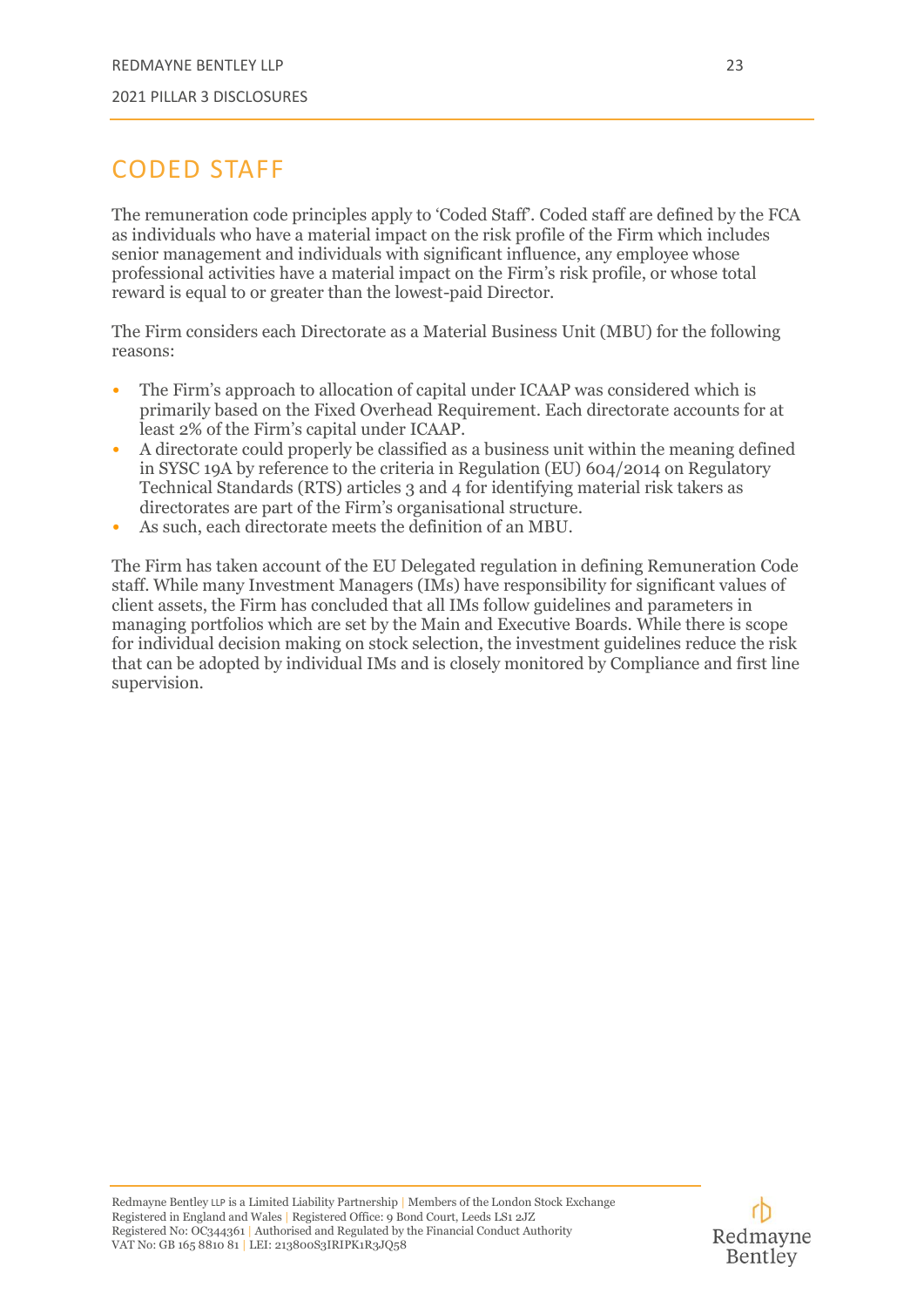# CODED STAFF

The remuneration code principles apply to 'Coded Staff'. Coded staff are defined by the FCA as individuals who have a material impact on the risk profile of the Firm which includes senior management and individuals with significant influence, any employee whose professional activities have a material impact on the Firm's risk profile, or whose total reward is equal to or greater than the lowest-paid Director.

The Firm considers each Directorate as a Material Business Unit (MBU) for the following reasons:

- The Firm's approach to allocation of capital under ICAAP was considered which is primarily based on the Fixed Overhead Requirement. Each directorate accounts for at least 2% of the Firm's capital under ICAAP.
- A directorate could properly be classified as a business unit within the meaning defined in SYSC 19A by reference to the criteria in Regulation (EU) 604/2014 on Regulatory Technical Standards (RTS) articles 3 and 4 for identifying material risk takers as directorates are part of the Firm's organisational structure.
- As such, each directorate meets the definition of an MBU.

The Firm has taken account of the EU Delegated regulation in defining Remuneration Code staff. While many Investment Managers (IMs) have responsibility for significant values of client assets, the Firm has concluded that all IMs follow guidelines and parameters in managing portfolios which are set by the Main and Executive Boards. While there is scope for individual decision making on stock selection, the investment guidelines reduce the risk that can be adopted by individual IMs and is closely monitored by Compliance and first line supervision.